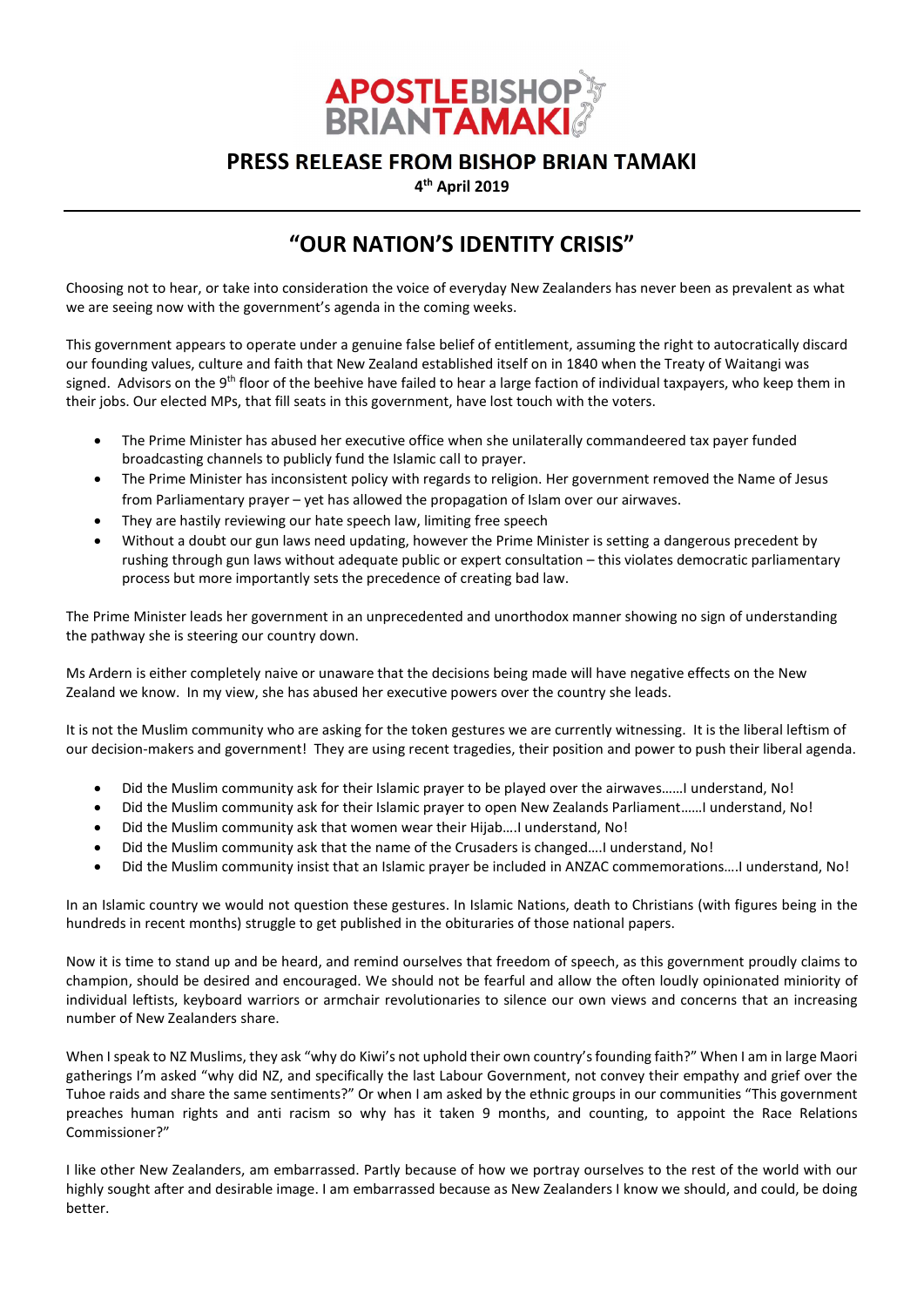**APOSTLEBISHOP BRIANTAMAKI**

## PRESS RELEASE FROM BISHOP BRIAN TAMAKI

**4th April 2019**

---

# "OUR NATION'S IDENTITY CRISIS"

Choosing not to hear, or take into consideration the voice of everyday New Zealanders has never been as prevalent as what we are seeing now with the government's agenda in the coming weeks.

This government appears to operate under a genuine false belief of entitlement, assuming the right to autocratically discard our founding values, culture and faith that New Zealand established itself on in 1840 when the Treaty of Waitangi was signed. Advisors on the 9th floor of the beehive have failed to hear a large faction of individual taxpayers, who keep them in their jobs. Our elected MPs, that fill seats in this government, have lost touch with the voters.

- The Prime Minister has abused her executive office when she unilaterally commandeered tax payer funded broadcasting channels to publicly fund the Islamic call to prayer.
- The Prime Minister has inconsistent policy with regards to religion. Her government removed the Name of Jesus from Parliamentary prayer – yet has allowed the propagation of Islam over our airwaves.
- They are hastily reviewing our hate speech law, limiting free speech
- Without a doubt our gun laws need updating, however the Prime Minister is setting a dangerous precedent by rushing through gun laws without adequate public or expert consultation – this violates democratic parliamentary process but more importantly sets the precedence of creating bad law.

The Prime Minister leads her government in an unprecedented and unorthodox manner showing no sign of understanding the pathway she is steering our country down.

Ms Ardern is either completely naive or unaware that the decisions being made will have negative effects on the New Zealand we know. In my view, she has abused her executive powers over the country she leads.

It is not the Muslim community who are asking for the token gestures we are currently witnessing. It is the liberal leftism of our decision-makers and government! They are using recent tragedies, their position and power to push their liberal agenda.

- Did the Muslim community ask for their Islamic prayer to be played over the airwaves……I understand, No!
- Did the Muslim community ask for their Islamic prayer to open New Zealands Parliament……I understand, No!
- Did the Muslim community ask that women wear their Hijab….I understand, No!
- Did the Muslim community ask that the name of the Crusaders is changed….I understand, No!
- Did the Muslim community insist that an Islamic prayer be included in ANZAC commemorations….I understand, No!

In an Islamic country we would not question these gestures. In Islamic Nations, death to Christians (with figures being in the hundreds in recent months) struggle to get published in the obituaries of those national papers.

Now it is time to stand up and be heard, and remind ourselves that freedom of speech, as this government proudly claims to champion, should be desired and encouraged. We should not be fearful and allow the often loudly opinionated miniority of individual leftists, keyboard warriors or armchair revolutionaries to silence our own views and concerns that an increasing number of New Zealanders share.

When I speak to NZ Muslims, they ask "why do Kiwi's not uphold their own country's founding faith?" When I am in large Maori gatherings I'm asked "why did NZ, and specifically the last Labour Government, not convey their empathy and grief over the Tuhoe raids and share the same sentiments?" Or when I am asked by the ethnic groups in our communities "This government preaches human rights and anti racism so why has it taken 9 months, and counting, to appoint the Race Relations Commissioner?"

I like other New Zealanders, am embarrassed. Partly because of how we portray ourselves to the rest of the world with our highly sought after and desirable image. I am embarrassed because as New Zealanders I know we should, and could, be doing better.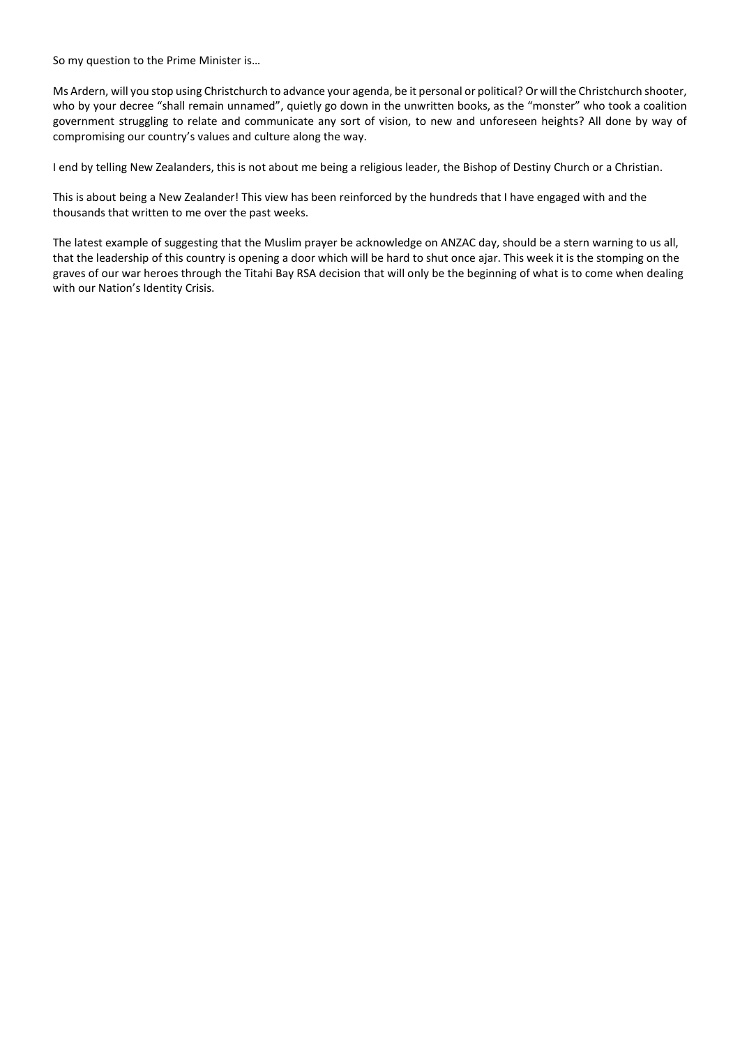So my question to the Prime Minister is…

Ms Ardern, will you stop using Christchurch to advance your agenda, be it personal or political? Or will the Christchurch shooter, who by your decree "shall remain unnamed", quietly go down in the unwritten books, as the "monster" who took a coalition government struggling to relate and communicate any sort of vision, to new and unforeseen heights? All done by way of compromising our country's values and culture along the way.

I end by telling New Zealanders, this is not about me being a religious leader, the Bishop of Destiny Church or a Christian.

This is about being a New Zealander! This view has been reinforced by the hundreds that I have engaged with and the thousands that written to me over the past weeks.

The latest example of suggesting that the Muslim prayer be acknowledge on ANZAC day, should be a stern warning to us all, that the leadership of this country is opening a door which will be hard to shut once ajar. This week it is the stomping on the graves of our war heroes through the Titahi Bay RSA decision that will only be the beginning of what is to come when dealing with our Nation's Identity Crisis.